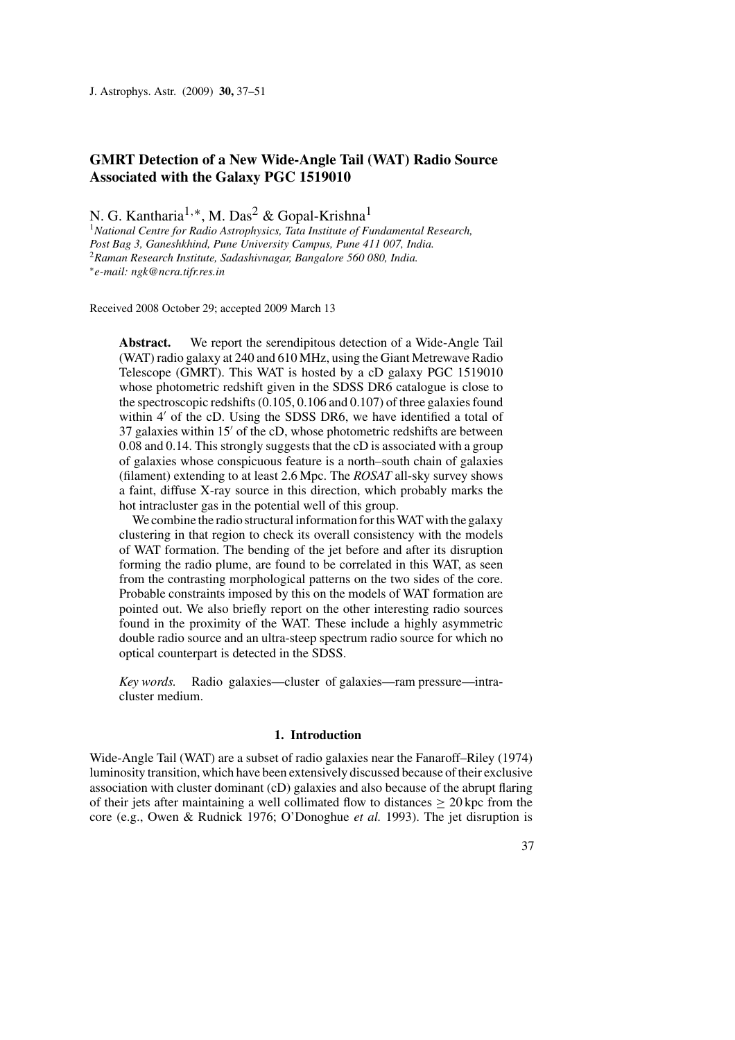# GMRT Detection of a New Wide-Angle Tail (WAT) Radio Source Associated with the Galaxy PGC 1519010

N. G. Kantharia[1,*], M. Das[2] & Gopal-Krishna[1]

[1] *National Centre for Radio Astrophysics, Tata Institute of Fundamental Research, Post Bag 3, Ganeshkhind, Pune University Campus, Pune 411 007, India.*
[2] *Raman Research Institute, Sadashivnagar, Bangalore 560 080, India.*
[*] *e-mail: ngk@ncra.tifr.res.in*

Received 2008 October 29; accepted 2009 March 13

**Abstract.** We report the serendipitous detection of a Wide-Angle Tail (WAT) radio galaxy at 240 and 610 MHz, using the Giant Metrewave Radio Telescope (GMRT). This WAT is hosted by a cD galaxy PGC 1519010 whose photometric redshift given in the SDSS DR6 catalogue is close to the spectroscopic redshifts (0.105, 0.106 and 0.107) of three galaxies found within $4'$ of the cD. Using the SDSS DR6, we have identified a total of 37 galaxies within $15'$ of the cD, whose photometric redshifts are between 0.08 and 0.14. This strongly suggests that the cD is associated with a group of galaxies whose conspicuous feature is a north–south chain of galaxies (filament) extending to at least 2.6 Mpc. The *ROSAT* all-sky survey shows a faint, diffuse X-ray source in this direction, which probably marks the hot intracluster gas in the potential well of this group.

We combine the radio structural information for this WAT with the galaxy clustering in that region to check its overall consistency with the models of WAT formation. The bending of the jet before and after its disruption forming the radio plume, are found to be correlated in this WAT, as seen from the contrasting morphological patterns on the two sides of the core. Probable constraints imposed by this on the models of WAT formation are pointed out. We also briefly report on the other interesting radio sources found in the proximity of the WAT. These include a highly asymmetric double radio source and an ultra-steep spectrum radio source for which no optical counterpart is detected in the SDSS.

*Key words.* Radio galaxies—cluster of galaxies—ram pressure—intracluster medium.

## 1. Introduction

Wide-Angle Tail (WAT) are a subset of radio galaxies near the Fanaroff–Riley (1974) luminosity transition, which have been extensively discussed because of their exclusive association with cluster dominant (cD) galaxies and also because of the abrupt flaring of their jets after maintaining a well collimated flow to distances $\geq 20$ kpc from the core (e.g., Owen & Rudnick 1976; O'Donoghue *et al.* 1993). The jet disruption is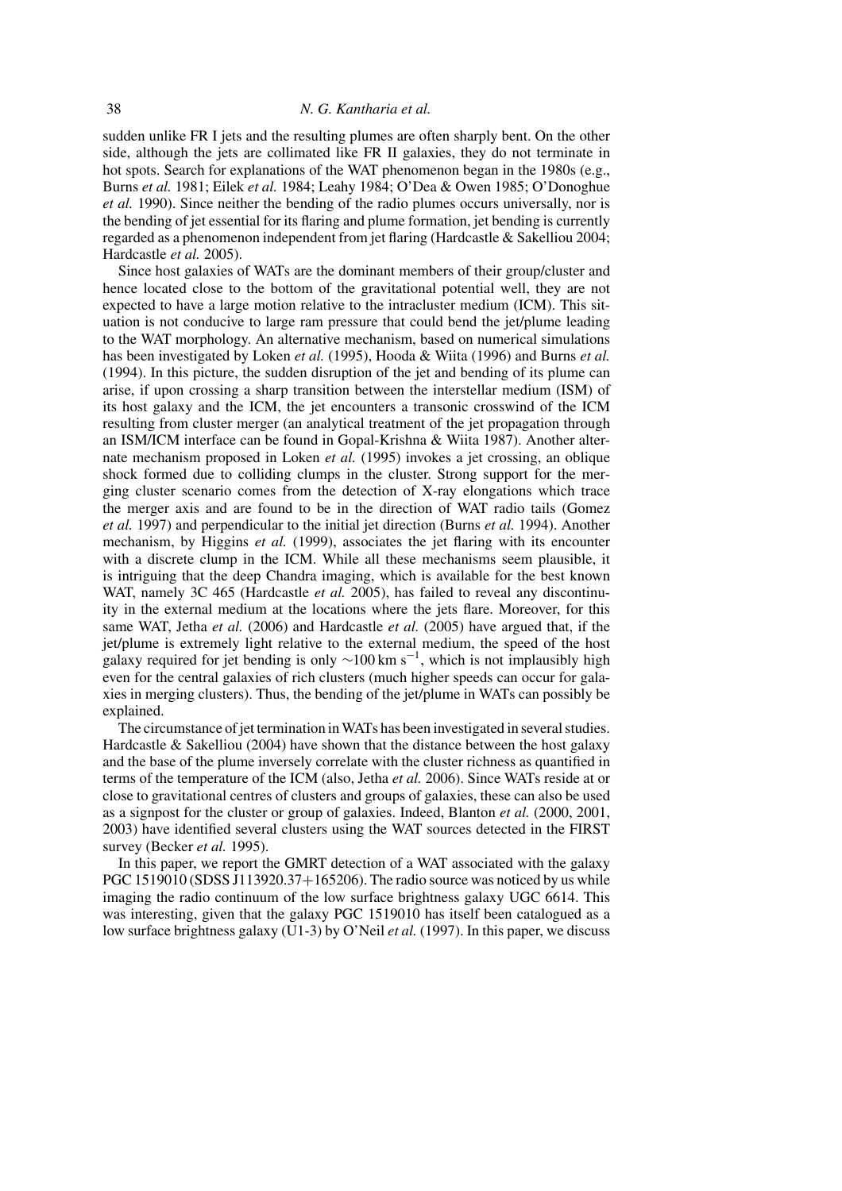sudden unlike FR I jets and the resulting plumes are often sharply bent. On the other side, although the jets are collimated like FR II galaxies, they do not terminate in hot spots. Search for explanations of the WAT phenomenon began in the 1980s (e.g., Burns *et al.* 1981; Eilek *et al.* 1984; Leahy 1984; O'Dea & Owen 1985; O'Donoghue *et al.* 1990). Since neither the bending of the radio plumes occurs universally, nor is the bending of jet essential for its flaring and plume formation, jet bending is currently regarded as a phenomenon independent from jet flaring (Hardcastle & Sakelliou 2004; Hardcastle *et al.* 2005).

Since host galaxies of WATs are the dominant members of their group/cluster and hence located close to the bottom of the gravitational potential well, they are not expected to have a large motion relative to the intracluster medium (ICM). This situation is not conducive to large ram pressure that could bend the jet/plume leading to the WAT morphology. An alternative mechanism, based on numerical simulations has been investigated by Loken *et al.* (1995), Hooda & Wiita (1996) and Burns *et al.* (1994). In this picture, the sudden disruption of the jet and bending of its plume can arise, if upon crossing a sharp transition between the interstellar medium (ISM) of its host galaxy and the ICM, the jet encounters a transonic crosswind of the ICM resulting from cluster merger (an analytical treatment of the jet propagation through an ISM/ICM interface can be found in Gopal-Krishna & Wiita 1987). Another alternate mechanism proposed in Loken *et al.* (1995) invokes a jet crossing, an oblique shock formed due to colliding clumps in the cluster. Strong support for the merging cluster scenario comes from the detection of X-ray elongations which trace the merger axis and are found to be in the direction of WAT radio tails (Gomez *et al.* 1997) and perpendicular to the initial jet direction (Burns *et al.* 1994). Another mechanism, by Higgins *et al.* (1999), associates the jet flaring with its encounter with a discrete clump in the ICM. While all these mechanisms seem plausible, it is intriguing that the deep Chandra imaging, which is available for the best known WAT, namely 3C 465 (Hardcastle *et al.* 2005), has failed to reveal any discontinuity in the external medium at the locations where the jets flare. Moreover, for this same WAT, Jetha *et al.* (2006) and Hardcastle *et al.* (2005) have argued that, if the jet/plume is extremely light relative to the external medium, the speed of the host galaxy required for jet bending is only $\sim$100 km s$^{-1}$, which is not implausibly high even for the central galaxies of rich clusters (much higher speeds can occur for galaxies in merging clusters). Thus, the bending of the jet/plume in WATs can possibly be explained.

The circumstance of jet termination in WATs has been investigated in several studies. Hardcastle & Sakelliou (2004) have shown that the distance between the host galaxy and the base of the plume inversely correlate with the cluster richness as quantified in terms of the temperature of the ICM (also, Jetha *et al.* 2006). Since WATs reside at or close to gravitational centres of clusters and groups of galaxies, these can also be used as a signpost for the cluster or group of galaxies. Indeed, Blanton *et al.* (2000, 2001, 2003) have identified several clusters using the WAT sources detected in the FIRST survey (Becker *et al.* 1995).

In this paper, we report the GMRT detection of a WAT associated with the galaxy PGC 1519010 (SDSS J113920.37+165206). The radio source was noticed by us while imaging the radio continuum of the low surface brightness galaxy UGC 6614. This was interesting, given that the galaxy PGC 1519010 has itself been catalogued as a low surface brightness galaxy (U1-3) by O'Neil *et al.* (1997). In this paper, we discuss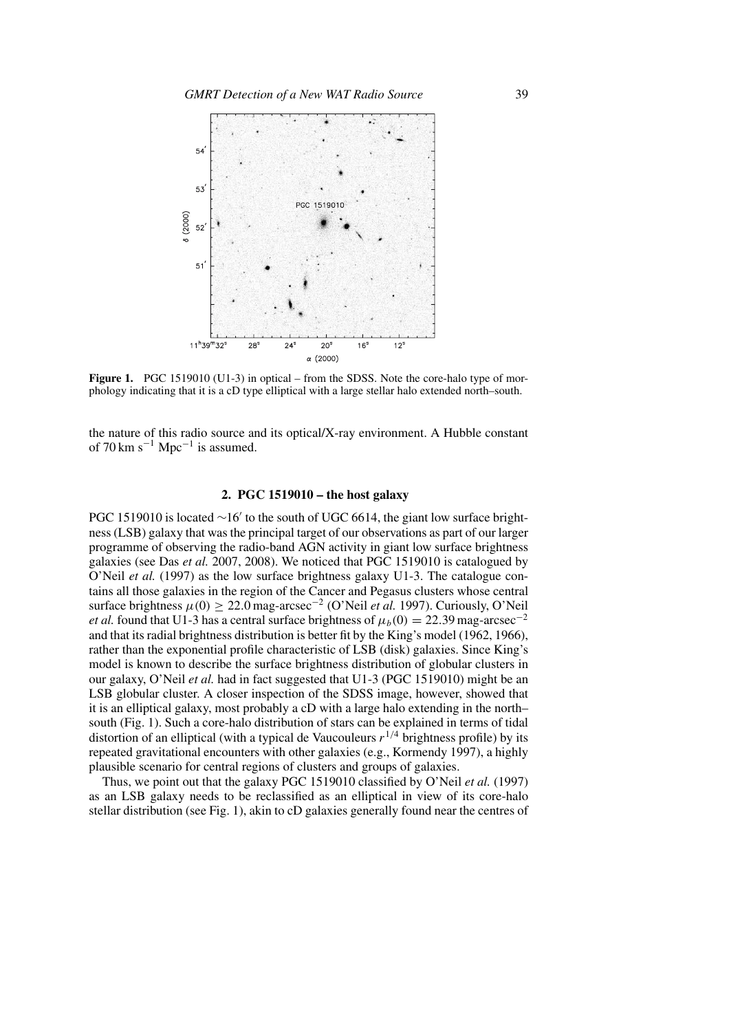**Figure 1.** PGC 1519010 (U1-3) in optical – from the SDSS. Note the core-halo type of morphology indicating that it is a cD type elliptical with a large stellar halo extended north–south.

the nature of this radio source and its optical/X-ray environment. A Hubble constant of 70 km s$^{-1}$ Mpc$^{-1}$ is assumed.

## 2. PGC 1519010 – the host galaxy

PGC 1519010 is located $\sim 16'$ to the south of UGC 6614, the giant low surface brightness (LSB) galaxy that was the principal target of our observations as part of our larger programme of observing the radio-band AGN activity in giant low surface brightness galaxies (see Das *et al.* 2007, 2008). We noticed that PGC 1519010 is catalogued by O'Neil *et al.* (1997) as the low surface brightness galaxy U1-3. The catalogue contains all those galaxies in the region of the Cancer and Pegasus clusters whose central surface brightness $\mu(0) \geq 22.0$ mag-arcsec$^{-2}$ (O'Neil *et al.* 1997). Curiously, O'Neil *et al.* found that U1-3 has a central surface brightness of $\mu_b(0) = 22.39$ mag-arcsec$^{-2}$ and that its radial brightness distribution is better fit by the King's model (1962, 1966), rather than the exponential profile characteristic of LSB (disk) galaxies. Since King's model is known to describe the surface brightness distribution of globular clusters in our galaxy, O'Neil *et al.* had in fact suggested that U1-3 (PGC 1519010) might be an LSB globular cluster. A closer inspection of the SDSS image, however, showed that it is an elliptical galaxy, most probably a cD with a large halo extending in the north–south (Fig. 1). Such a core-halo distribution of stars can be explained in terms of tidal distortion of an elliptical (with a typical de Vaucouleurs $r^{1/4}$ brightness profile) by its repeated gravitational encounters with other galaxies (e.g., Kormendy 1997), a highly plausible scenario for central regions of clusters and groups of galaxies.

Thus, we point out that the galaxy PGC 1519010 classified by O'Neil *et al.* (1997) as an LSB galaxy needs to be reclassified as an elliptical in view of its core-halo stellar distribution (see Fig. 1), akin to cD galaxies generally found near the centres of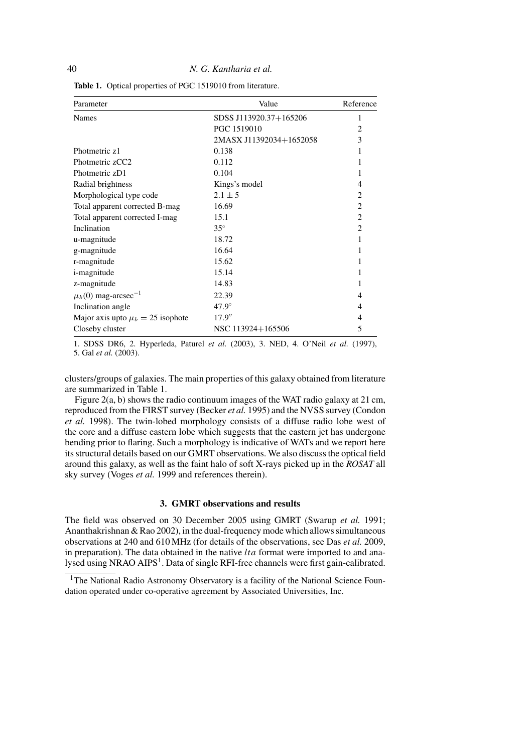**Table 1.** Optical properties of PGC 1519010 from literature.

| Parameter | Value | Reference |
|---|---|---|
| Names | SDSS J113920.37+165206 | 1 |
| | PGC 1519010 | 2 |
| | 2MASX J11392034+1652058 | 3 |
| Photmetric z1 | 0.138 | 1 |
| Photmetric zCC2 | 0.112 | 1 |
| Photmetric zD1 | 0.104 | 1 |
| Radial brightness | Kings's model | 4 |
| Morphological type code | $2.1 \pm 5$ | 2 |
| Total apparent corrected B-mag | 16.69 | 2 |
| Total apparent corrected I-mag | 15.1 | 2 |
| Inclination | $35^{\circ}$ | 2 |
| u-magnitude | 18.72 | 1 |
| g-magnitude | 16.64 | 1 |
| r-magnitude | 15.62 | 1 |
| i-magnitude | 15.14 | 1 |
| z-magnitude | 14.83 | 1 |
| $\mu_b(0)$ mag-arcsec$^{-1}$ | 22.39 | 4 |
| Inclination angle | $47.9^{\circ}$ | 4 |
| Major axis upto $\mu_b = 25$ isophote | $17.9''$ | 4 |
| Closeby cluster | NSC 113924+165506 | 5 |

1. SDSS DR6, 2. Hyperleda, Paturel *et al.* (2003), 3. NED, 4. O'Neil *et al.* (1997), 5. Gal *et al.* (2003).

clusters/groups of galaxies. The main properties of this galaxy obtained from literature are summarized in Table 1.

Figure 2(a, b) shows the radio continuum images of the WAT radio galaxy at 21 cm, reproduced from the FIRST survey (Becker *et al.* 1995) and the NVSS survey (Condon *et al.* 1998). The twin-lobed morphology consists of a diffuse radio lobe west of the core and a diffuse eastern lobe which suggests that the eastern jet has undergone bending prior to flaring. Such a morphology is indicative of WATs and we report here its structural details based on our GMRT observations. We also discuss the optical field around this galaxy, as well as the faint halo of soft X-rays picked up in the *ROSAT* all sky survey (Voges *et al.* 1999 and references therein).

## 3. GMRT observations and results

The field was observed on 30 December 2005 using GMRT (Swarup *et al.* 1991; Ananthakrishnan & Rao 2002), in the dual-frequency mode which allows simultaneous observations at 240 and 610 MHz (for details of the observations, see Das *et al.* 2009, in preparation). The data obtained in the native *lta* format were imported to and analysed using NRAO AIPS[1]. Data of single RFI-free channels were first gain-calibrated.

[1]The National Radio Astronomy Observatory is a facility of the National Science Foundation operated under co-operative agreement by Associated Universities, Inc.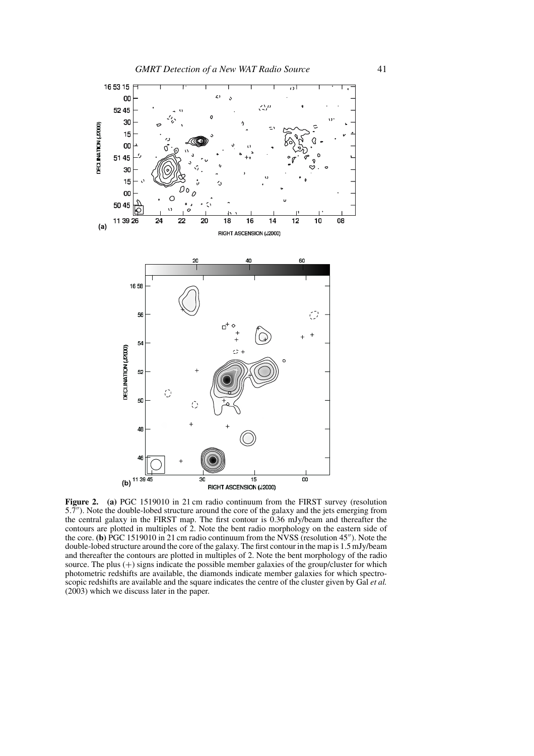**Figure 2.** **(a)** PGC 1519010 in 21 cm radio continuum from the FIRST survey (resolution 5.7″). Note the double-lobed structure around the core of the galaxy and the jets emerging from the central galaxy in the FIRST map. The first contour is 0.36 mJy/beam and thereafter the contours are plotted in multiples of 2. Note the bent radio morphology on the eastern side of the core. **(b)** PGC 1519010 in 21 cm radio continuum from the NVSS (resolution 45″). Note the double-lobed structure around the core of the galaxy. The first contour in the map is 1.5 mJy/beam and thereafter the contours are plotted in multiples of 2. Note the bent morphology of the radio source. The plus (+) signs indicate the possible member galaxies of the group/cluster for which photometric redshifts are available, the diamonds indicate member galaxies for which spectroscopic redshifts are available and the square indicates the centre of the cluster given by Gal *et al.* (2003) which we discuss later in the paper.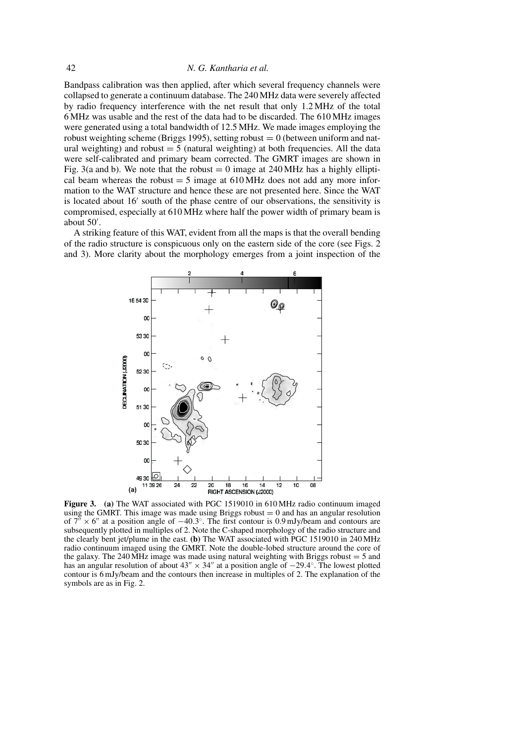Bandpass calibration was then applied, after which several frequency channels were collapsed to generate a continuum database. The 240 MHz data were severely affected by radio frequency interference with the net result that only 1.2 MHz of the total 6 MHz was usable and the rest of the data had to be discarded. The 610 MHz images were generated using a total bandwidth of 12.5 MHz. We made images employing the robust weighting scheme (Briggs 1995), setting robust = 0 (between uniform and natural weighting) and robust = 5 (natural weighting) at both frequencies. All the data were self-calibrated and primary beam corrected. The GMRT images are shown in Fig. 3(a and b). We note that the robust = 0 image at 240 MHz has a highly elliptical beam whereas the robust = 5 image at 610 MHz does not add any more information to the WAT structure and hence these are not presented here. Since the WAT is located about 16′ south of the phase centre of our observations, the sensitivity is compromised, especially at 610 MHz where half the power width of primary beam is about 50′.

A striking feature of this WAT, evident from all the maps is that the overall bending of the radio structure is conspicuous only on the eastern side of the core (see Figs. 2 and 3). More clarity about the morphology emerges from a joint inspection of the

**Figure 3.** **(a)** The WAT associated with PGC 1519010 in 610 MHz radio continuum imaged using the GMRT. This image was made using Briggs robust = 0 and has an angular resolution of $7'' \times 6''$ at a position angle of $-40.3^{\circ}$. The first contour is 0.9 mJy/beam and contours are subsequently plotted in multiples of 2. Note the C-shaped morphology of the radio structure and the clearly bent jet/plume in the east. **(b)** The WAT associated with PGC 1519010 in 240 MHz radio continuum imaged using the GMRT. Note the double-lobed structure around the core of the galaxy. The 240 MHz image was made using natural weighting with Briggs robust = 5 and has an angular resolution of about $43'' \times 34''$ at a position angle of $-29.4^{\circ}$. The lowest plotted contour is 6 mJy/beam and the contours then increase in multiples of 2. The explanation of the symbols are as in Fig. 2.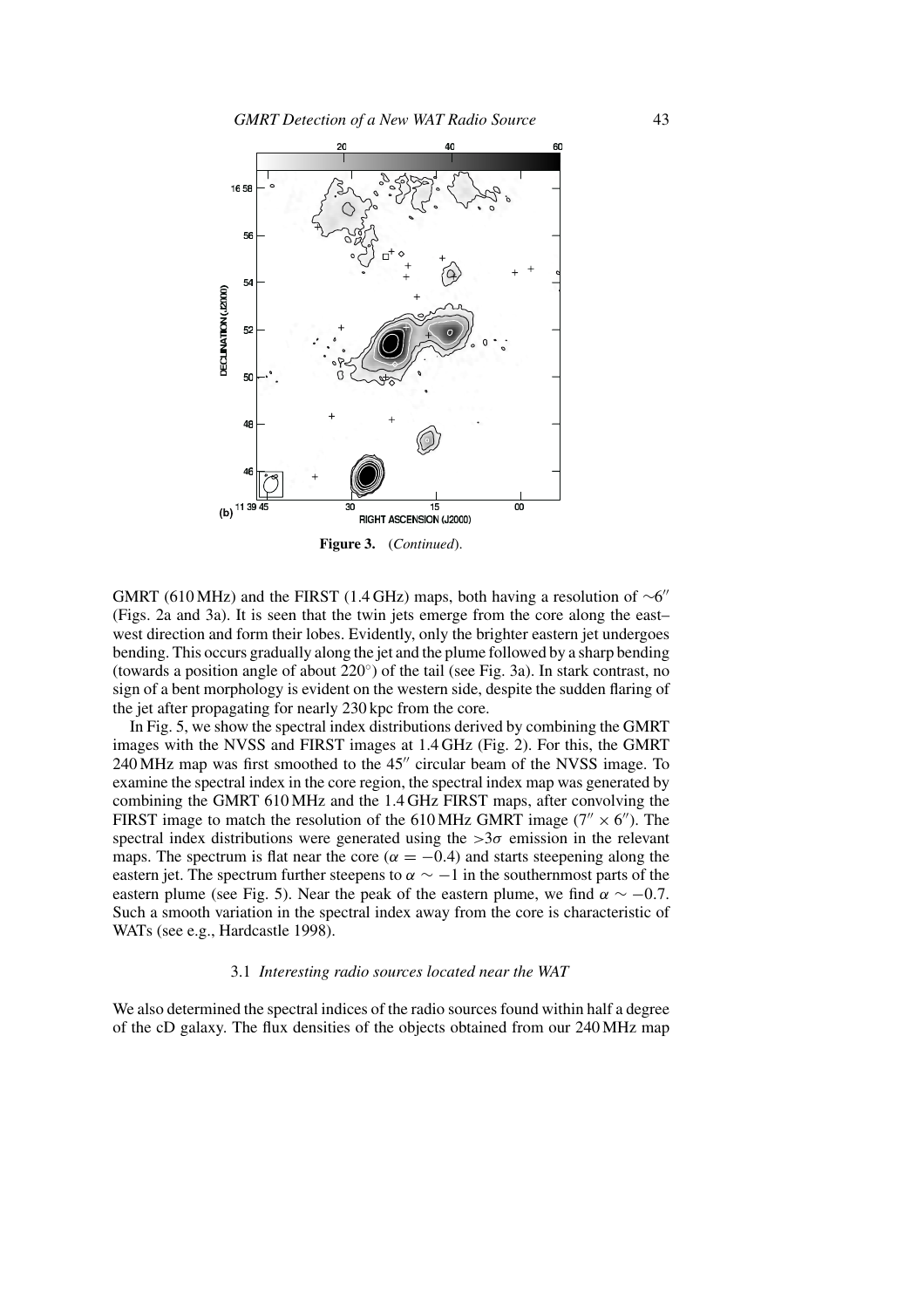**Figure 3.** (*Continued*).

GMRT (610 MHz) and the FIRST (1.4 GHz) maps, both having a resolution of $\sim 6''$ (Figs. 2a and 3a). It is seen that the twin jets emerge from the core along the east–west direction and form their lobes. Evidently, only the brighter eastern jet undergoes bending. This occurs gradually along the jet and the plume followed by a sharp bending (towards a position angle of about $220^\circ$) of the tail (see Fig. 3a). In stark contrast, no sign of a bent morphology is evident on the western side, despite the sudden flaring of the jet after propagating for nearly 230 kpc from the core.

In Fig. 5, we show the spectral index distributions derived by combining the GMRT images with the NVSS and FIRST images at 1.4 GHz (Fig. 2). For this, the GMRT 240 MHz map was first smoothed to the $45''$ circular beam of the NVSS image. To examine the spectral index in the core region, the spectral index map was generated by combining the GMRT 610 MHz and the 1.4 GHz FIRST maps, after convolving the FIRST image to match the resolution of the 610 MHz GMRT image ($7'' \times 6''$). The spectral index distributions were generated using the $>3\sigma$ emission in the relevant maps. The spectrum is flat near the core ($\alpha = -0.4$) and starts steepening along the eastern jet. The spectrum further steepens to $\alpha \sim -1$ in the southernmost parts of the eastern plume (see Fig. 5). Near the peak of the eastern plume, we find $\alpha \sim -0.7$. Such a smooth variation in the spectral index away from the core is characteristic of WATs (see e.g., Hardcastle 1998).

### 3.1 *Interesting radio sources located near the WAT*

We also determined the spectral indices of the radio sources found within half a degree of the cD galaxy. The flux densities of the objects obtained from our 240 MHz map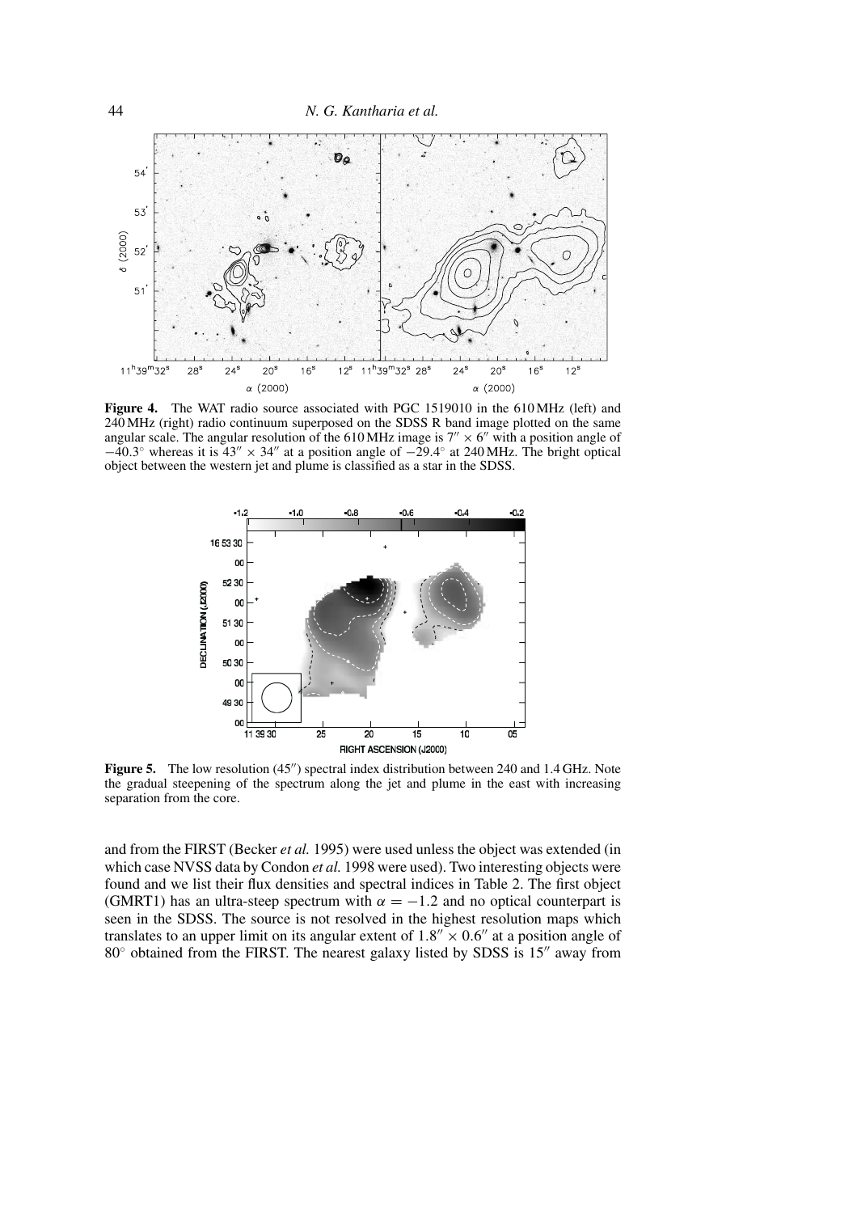**Figure 4.** The WAT radio source associated with PGC 1519010 in the 610 MHz (left) and 240 MHz (right) radio continuum superposed on the SDSS R band image plotted on the same angular scale. The angular resolution of the 610 MHz image is $7'' \times 6''$ with a position angle of $-40.3^\circ$ whereas it is $43'' \times 34''$ at a position angle of $-29.4^\circ$ at 240 MHz. The bright optical object between the western jet and plume is classified as a star in the SDSS.

**Figure 5.** The low resolution ($45''$) spectral index distribution between 240 and 1.4 GHz. Note the gradual steepening of the spectrum along the jet and plume in the east with increasing separation from the core.

and from the FIRST (Becker *et al.* 1995) were used unless the object was extended (in which case NVSS data by Condon *et al.* 1998 were used). Two interesting objects were found and we list their flux densities and spectral indices in Table 2. The first object (GMRT1) has an ultra-steep spectrum with $\alpha = -1.2$ and no optical counterpart is seen in the SDSS. The source is not resolved in the highest resolution maps which translates to an upper limit on its angular extent of $1.8'' \times 0.6''$ at a position angle of $80^\circ$ obtained from the FIRST. The nearest galaxy listed by SDSS is $15''$ away from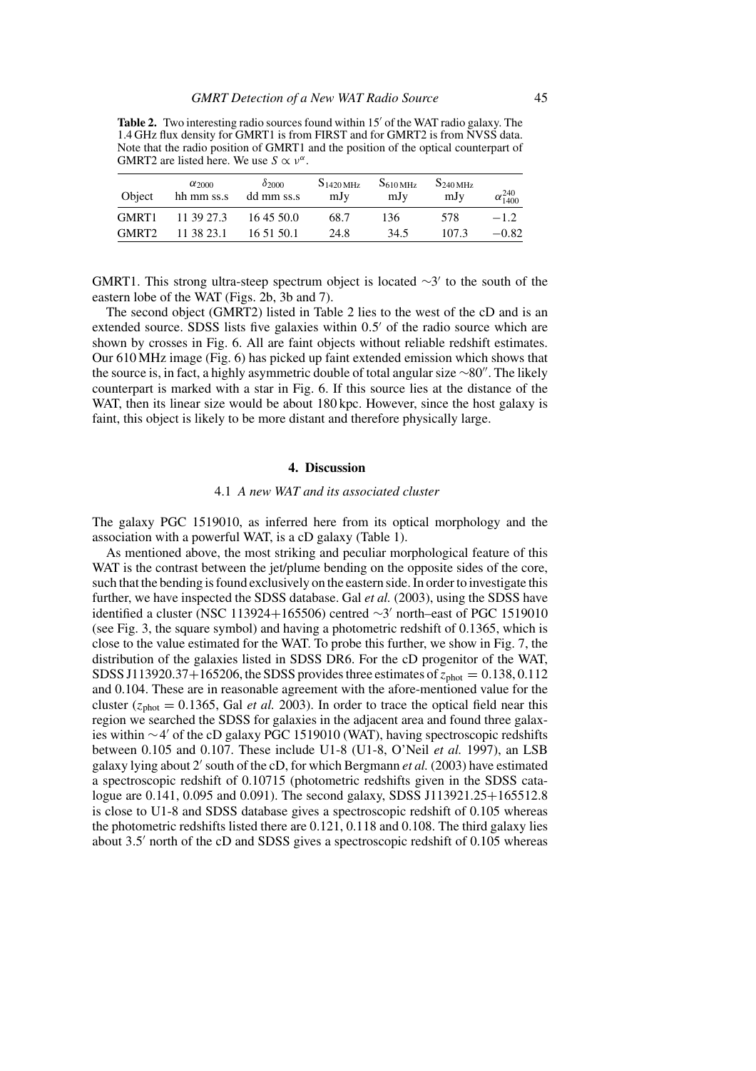**Table 2.** Two interesting radio sources found within 15′ of the WAT radio galaxy. The 1.4 GHz flux density for GMRT1 is from FIRST and for GMRT2 is from NVSS data. Note that the radio position of GMRT1 and the position of the optical counterpart of GMRT2 are listed here. We use $S \propto \nu^{\alpha}$.

| Object | $\alpha_{2000}$ hh mm ss.s | $\delta_{2000}$ dd mm ss.s | $S_{1420\,MHz}$ mJy | $S_{610\,MHz}$ mJy | $S_{240\,MHz}$ mJy | $\alpha^{240}_{1400}$ |
|---|---|---|---|---|---|---|
| GMRT1 | 11 39 27.3 | 16 45 50.0 | 68.7 | 136 | 578 | $-1.2$ |
| GMRT2 | 11 38 23.1 | 16 51 50.1 | 24.8 | 34.5 | 107.3 | $-0.82$ |

GMRT1. This strong ultra-steep spectrum object is located $\sim$3′ to the south of the eastern lobe of the WAT (Figs. 2b, 3b and 7).

The second object (GMRT2) listed in Table 2 lies to the west of the cD and is an extended source. SDSS lists five galaxies within 0.5′ of the radio source which are shown by crosses in Fig. 6. All are faint objects without reliable redshift estimates. Our 610 MHz image (Fig. 6) has picked up faint extended emission which shows that the source is, in fact, a highly asymmetric double of total angular size $\sim$80″. The likely counterpart is marked with a star in Fig. 6. If this source lies at the distance of the WAT, then its linear size would be about 180 kpc. However, since the host galaxy is faint, this object is likely to be more distant and therefore physically large.

## 4. Discussion

### 4.1 *A new WAT and its associated cluster*

The galaxy PGC 1519010, as inferred here from its optical morphology and the association with a powerful WAT, is a cD galaxy (Table 1).

As mentioned above, the most striking and peculiar morphological feature of this WAT is the contrast between the jet/plume bending on the opposite sides of the core, such that the bending is found exclusively on the eastern side. In order to investigate this further, we have inspected the SDSS database. Gal *et al.* (2003), using the SDSS have identified a cluster (NSC 113924+165506) centred $\sim$3′ north–east of PGC 1519010 (see Fig. 3, the square symbol) and having a photometric redshift of 0.1365, which is close to the value estimated for the WAT. To probe this further, we show in Fig. 7, the distribution of the galaxies listed in SDSS DR6. For the cD progenitor of the WAT, SDSS J113920.37+165206, the SDSS provides three estimates of $z_{\rm phot} = 0.138, 0.112$ and 0.104. These are in reasonable agreement with the afore-mentioned value for the cluster ($z_{\rm phot} = 0.1365$, Gal *et al.* 2003). In order to trace the optical field near this region we searched the SDSS for galaxies in the adjacent area and found three galaxies within $\sim$4′ of the cD galaxy PGC 1519010 (WAT), having spectroscopic redshifts between 0.105 and 0.107. These include U1-8 (U1-8, O'Neil *et al.* 1997), an LSB galaxy lying about 2′ south of the cD, for which Bergmann *et al.* (2003) have estimated a spectroscopic redshift of 0.10715 (photometric redshifts given in the SDSS catalogue are 0.141, 0.095 and 0.091). The second galaxy, SDSS J113921.25+165512.8 is close to U1-8 and SDSS database gives a spectroscopic redshift of 0.105 whereas the photometric redshifts listed there are 0.121, 0.118 and 0.108. The third galaxy lies about 3.5′ north of the cD and SDSS gives a spectroscopic redshift of 0.105 whereas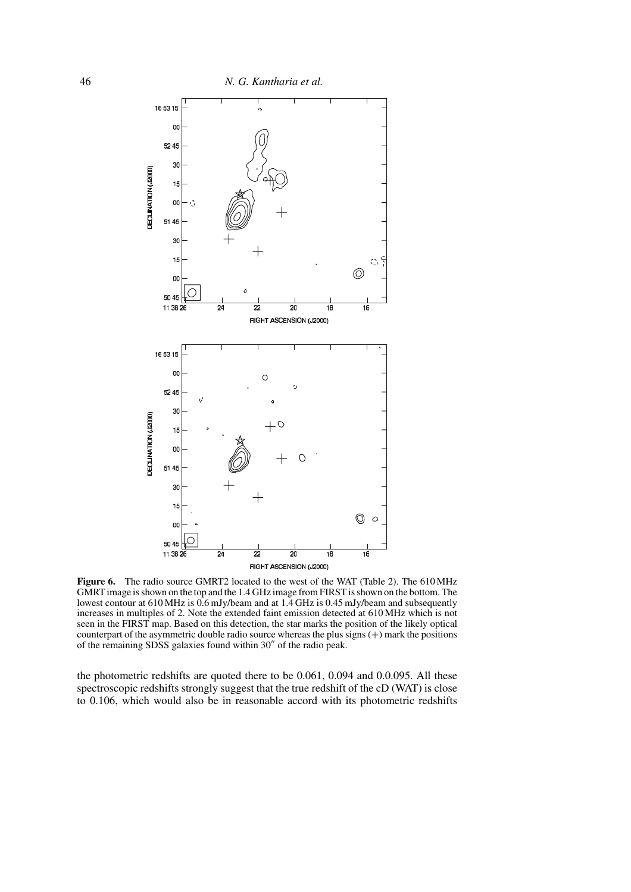**Figure 6.** The radio source GMRT2 located to the west of the WAT (Table 2). The 610 MHz GMRT image is shown on the top and the 1.4 GHz image from FIRST is shown on the bottom. The lowest contour at 610 MHz is 0.6 mJy/beam and at 1.4 GHz is 0.45 mJy/beam and subsequently increases in multiples of 2. Note the extended faint emission detected at 610 MHz which is not seen in the FIRST map. Based on this detection, the star marks the position of the likely optical counterpart of the asymmetric double radio source whereas the plus signs (+) mark the positions of the remaining SDSS galaxies found within 30″ of the radio peak.

the photometric redshifts are quoted there to be 0.061, 0.094 and 0.0.095. All these spectroscopic redshifts strongly suggest that the true redshift of the cD (WAT) is close to 0.106, which would also be in reasonable accord with its photometric redshifts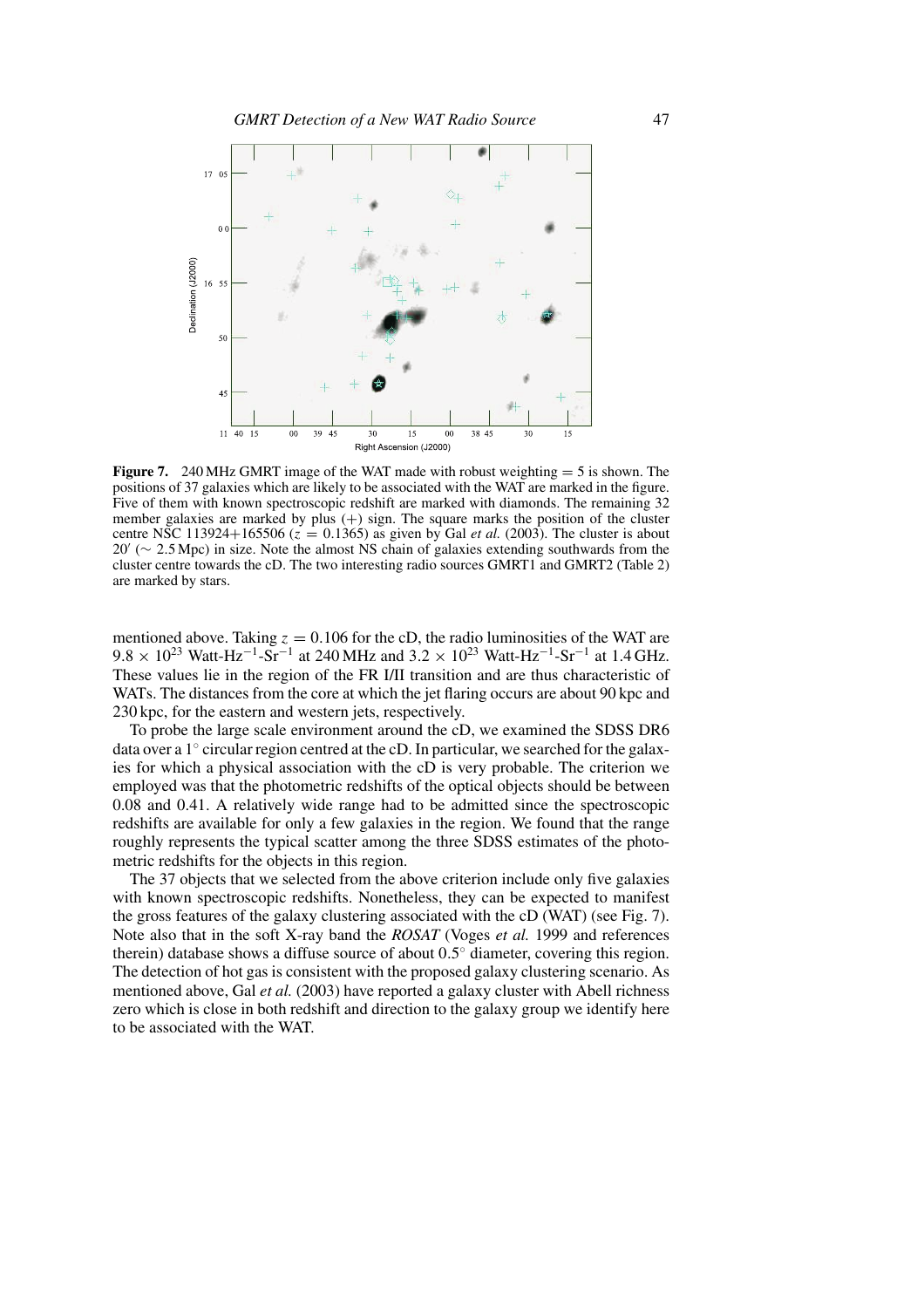**Figure 7.** 240 MHz GMRT image of the WAT made with robust weighting = 5 is shown. The positions of 37 galaxies which are likely to be associated with the WAT are marked in the figure. Five of them with known spectroscopic redshift are marked with diamonds. The remaining 32 member galaxies are marked by plus (+) sign. The square marks the position of the cluster centre NSC 113924+165506 ($z = 0.1365$) as given by Gal *et al.* (2003). The cluster is about $20'$ ($\sim 2.5$ Mpc) in size. Note the almost NS chain of galaxies extending southwards from the cluster centre towards the cD. The two interesting radio sources GMRT1 and GMRT2 (Table 2) are marked by stars.

mentioned above. Taking $z = 0.106$ for the cD, the radio luminosities of the WAT are $9.8 \times 10^{23}$ Watt-Hz$^{-1}$-Sr$^{-1}$ at 240 MHz and $3.2 \times 10^{23}$ Watt-Hz$^{-1}$-Sr$^{-1}$ at 1.4 GHz. These values lie in the region of the FR I/II transition and are thus characteristic of WATs. The distances from the core at which the jet flaring occurs are about 90 kpc and 230 kpc, for the eastern and western jets, respectively.

To probe the large scale environment around the cD, we examined the SDSS DR6 data over a $1^\circ$ circular region centred at the cD. In particular, we searched for the galaxies for which a physical association with the cD is very probable. The criterion we employed was that the photometric redshifts of the optical objects should be between 0.08 and 0.41. A relatively wide range had to be admitted since the spectroscopic redshifts are available for only a few galaxies in the region. We found that the range roughly represents the typical scatter among the three SDSS estimates of the photometric redshifts for the objects in this region.

The 37 objects that we selected from the above criterion include only five galaxies with known spectroscopic redshifts. Nonetheless, they can be expected to manifest the gross features of the galaxy clustering associated with the cD (WAT) (see Fig. 7). Note also that in the soft X-ray band the *ROSAT* (Voges *et al.* 1999 and references therein) database shows a diffuse source of about $0.5^\circ$ diameter, covering this region. The detection of hot gas is consistent with the proposed galaxy clustering scenario. As mentioned above, Gal *et al.* (2003) have reported a galaxy cluster with Abell richness zero which is close in both redshift and direction to the galaxy group we identify here to be associated with the WAT.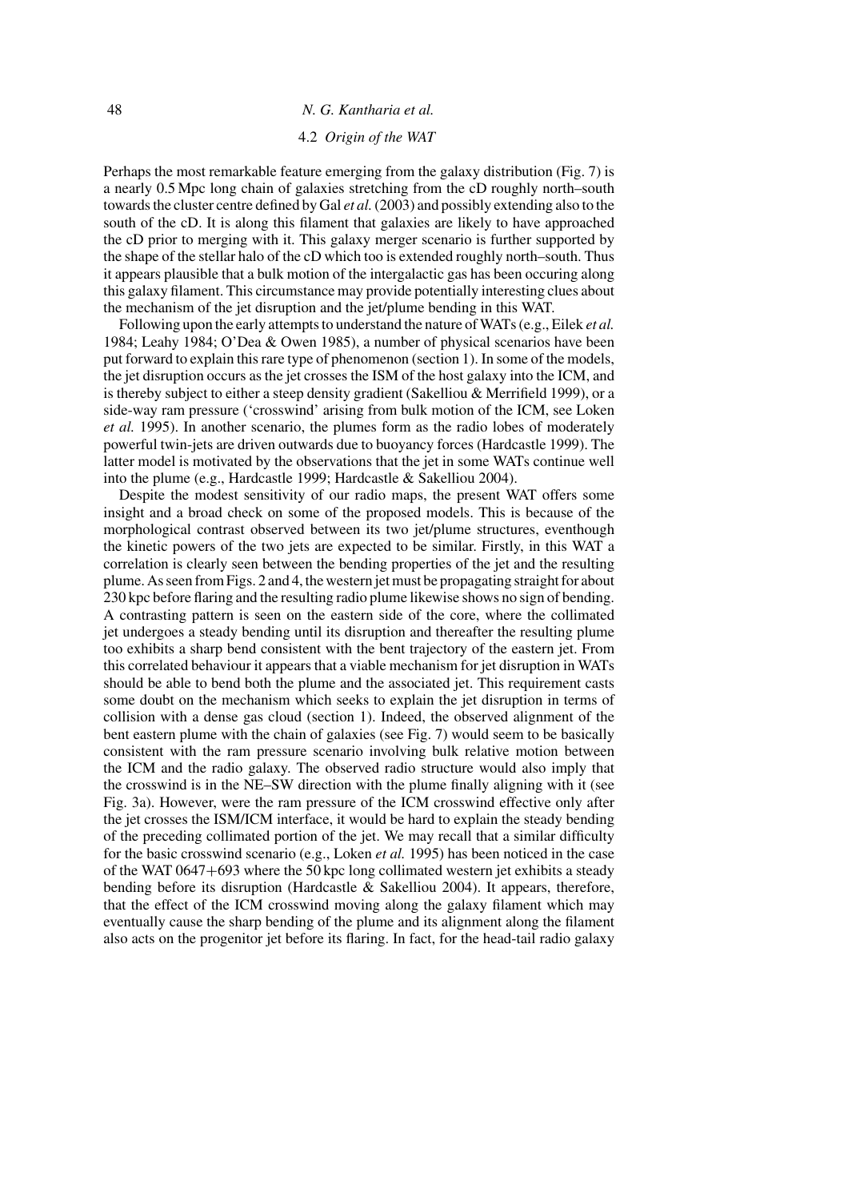### 4.2 *Origin of the WAT*

Perhaps the most remarkable feature emerging from the galaxy distribution (Fig. 7) is a nearly 0.5 Mpc long chain of galaxies stretching from the cD roughly north–south towards the cluster centre defined by Gal *et al.* (2003) and possibly extending also to the south of the cD. It is along this filament that galaxies are likely to have approached the cD prior to merging with it. This galaxy merger scenario is further supported by the shape of the stellar halo of the cD which too is extended roughly north–south. Thus it appears plausible that a bulk motion of the intergalactic gas has been occuring along this galaxy filament. This circumstance may provide potentially interesting clues about the mechanism of the jet disruption and the jet/plume bending in this WAT.

Following upon the early attempts to understand the nature of WATs (e.g., Eilek *et al.* 1984; Leahy 1984; O'Dea & Owen 1985), a number of physical scenarios have been put forward to explain this rare type of phenomenon (section 1). In some of the models, the jet disruption occurs as the jet crosses the ISM of the host galaxy into the ICM, and is thereby subject to either a steep density gradient (Sakelliou & Merrifield 1999), or a side-way ram pressure ('crosswind' arising from bulk motion of the ICM, see Loken *et al.* 1995). In another scenario, the plumes form as the radio lobes of moderately powerful twin-jets are driven outwards due to buoyancy forces (Hardcastle 1999). The latter model is motivated by the observations that the jet in some WATs continue well into the plume (e.g., Hardcastle 1999; Hardcastle & Sakelliou 2004).

Despite the modest sensitivity of our radio maps, the present WAT offers some insight and a broad check on some of the proposed models. This is because of the morphological contrast observed between its two jet/plume structures, eventhough the kinetic powers of the two jets are expected to be similar. Firstly, in this WAT a correlation is clearly seen between the bending properties of the jet and the resulting plume. As seen from Figs. 2 and 4, the western jet must be propagating straight for about 230 kpc before flaring and the resulting radio plume likewise shows no sign of bending. A contrasting pattern is seen on the eastern side of the core, where the collimated jet undergoes a steady bending until its disruption and thereafter the resulting plume too exhibits a sharp bend consistent with the bent trajectory of the eastern jet. From this correlated behaviour it appears that a viable mechanism for jet disruption in WATs should be able to bend both the plume and the associated jet. This requirement casts some doubt on the mechanism which seeks to explain the jet disruption in terms of collision with a dense gas cloud (section 1). Indeed, the observed alignment of the bent eastern plume with the chain of galaxies (see Fig. 7) would seem to be basically consistent with the ram pressure scenario involving bulk relative motion between the ICM and the radio galaxy. The observed radio structure would also imply that the crosswind is in the NE–SW direction with the plume finally aligning with it (see Fig. 3a). However, were the ram pressure of the ICM crosswind effective only after the jet crosses the ISM/ICM interface, it would be hard to explain the steady bending of the preceding collimated portion of the jet. We may recall that a similar difficulty for the basic crosswind scenario (e.g., Loken *et al.* 1995) has been noticed in the case of the WAT 0647+693 where the 50 kpc long collimated western jet exhibits a steady bending before its disruption (Hardcastle & Sakelliou 2004). It appears, therefore, that the effect of the ICM crosswind moving along the galaxy filament which may eventually cause the sharp bending of the plume and its alignment along the filament also acts on the progenitor jet before its flaring. In fact, for the head-tail radio galaxy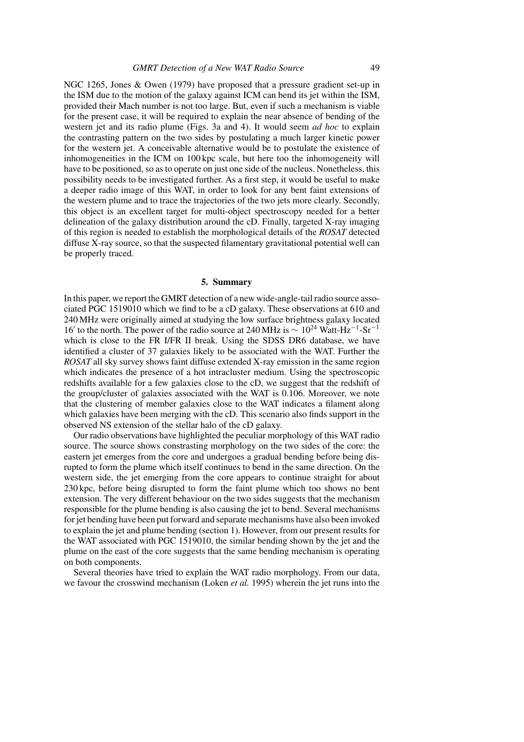NGC 1265, Jones & Owen (1979) have proposed that a pressure gradient set-up in the ISM due to the motion of the galaxy against ICM can bend its jet within the ISM, provided their Mach number is not too large. But, even if such a mechanism is viable for the present case, it will be required to explain the near absence of bending of the western jet and its radio plume (Figs. 3a and 4). It would seem *ad hoc* to explain the contrasting pattern on the two sides by postulating a much larger kinetic power for the western jet. A conceivable alternative would be to postulate the existence of inhomogeneities in the ICM on 100 kpc scale, but here too the inhomogeneity will have to be positioned, so as to operate on just one side of the nucleus. Nonetheless, this possibility needs to be investigated further. As a first step, it would be useful to make a deeper radio image of this WAT, in order to look for any bent faint extensions of the western plume and to trace the trajectories of the two jets more clearly. Secondly, this object is an excellent target for multi-object spectroscopy needed for a better delineation of the galaxy distribution around the cD. Finally, targeted X-ray imaging of this region is needed to establish the morphological details of the *ROSAT* detected diffuse X-ray source, so that the suspected filamentary gravitational potential well can be properly traced.

## 5. Summary

In this paper, we report the GMRT detection of a new wide-angle-tail radio source associated PGC 1519010 which we find to be a cD galaxy. These observations at 610 and 240 MHz were originally aimed at studying the low surface brightness galaxy located $16'$ to the north. The power of the radio source at 240 MHz is $\sim 10^{24}$ Watt-Hz$^{-1}$-Sr$^{-1}$ which is close to the FR I/FR II break. Using the SDSS DR6 database, we have identified a cluster of 37 galaxies likely to be associated with the WAT. Further the *ROSAT* all sky survey shows faint diffuse extended X-ray emission in the same region which indicates the presence of a hot intracluster medium. Using the spectroscopic redshifts available for a few galaxies close to the cD, we suggest that the redshift of the group/cluster of galaxies associated with the WAT is 0.106. Moreover, we note that the clustering of member galaxies close to the WAT indicates a filament along which galaxies have been merging with the cD. This scenario also finds support in the observed NS extension of the stellar halo of the cD galaxy.

Our radio observations have highlighted the peculiar morphology of this WAT radio source. The source shows contrasting morphology on the two sides of the core: the eastern jet emerges from the core and undergoes a gradual bending before being disrupted to form the plume which itself continues to bend in the same direction. On the western side, the jet emerging from the core appears to continue straight for about 230 kpc, before being disrupted to form the faint plume which too shows no bent extension. The very different behaviour on the two sides suggests that the mechanism responsible for the plume bending is also causing the jet to bend. Several mechanisms for jet bending have been put forward and separate mechanisms have also been invoked to explain the jet and plume bending (section 1). However, from our present results for the WAT associated with PGC 1519010, the similar bending shown by the jet and the plume on the east of the core suggests that the same bending mechanism is operating on both components.

Several theories have tried to explain the WAT radio morphology. From our data, we favour the crosswind mechanism (Loken *et al.* 1995) wherein the jet runs into the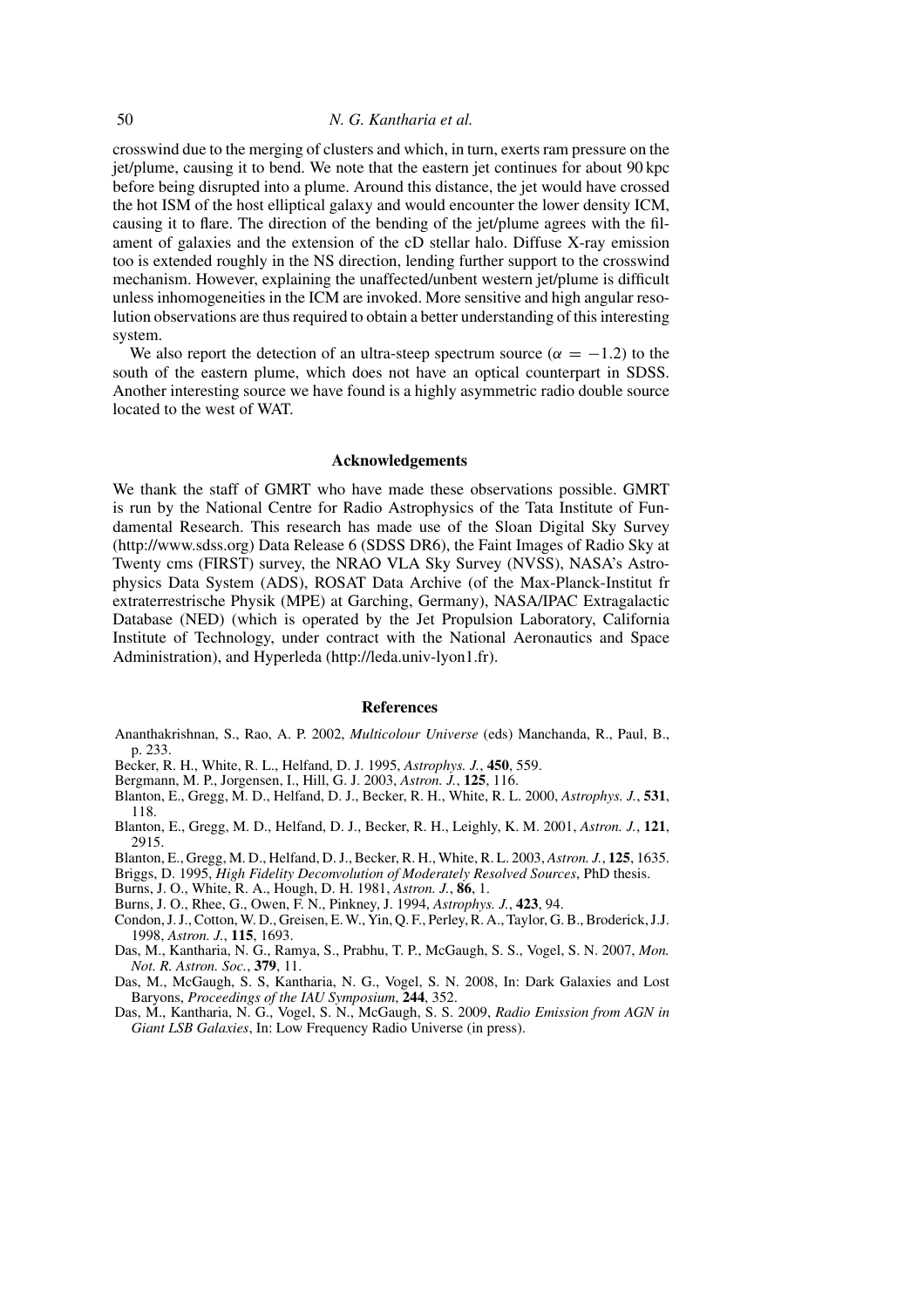crosswind due to the merging of clusters and which, in turn, exerts ram pressure on the jet/plume, causing it to bend. We note that the eastern jet continues for about 90 kpc before being disrupted into a plume. Around this distance, the jet would have crossed the hot ISM of the host elliptical galaxy and would encounter the lower density ICM, causing it to flare. The direction of the bending of the jet/plume agrees with the filament of galaxies and the extension of the cD stellar halo. Diffuse X-ray emission too is extended roughly in the NS direction, lending further support to the crosswind mechanism. However, explaining the unaffected/unbent western jet/plume is difficult unless inhomogeneities in the ICM are invoked. More sensitive and high angular resolution observations are thus required to obtain a better understanding of this interesting system.

We also report the detection of an ultra-steep spectrum source ($\alpha = -1.2$) to the south of the eastern plume, which does not have an optical counterpart in SDSS. Another interesting source we have found is a highly asymmetric radio double source located to the west of WAT.

## Acknowledgements

We thank the staff of GMRT who have made these observations possible. GMRT is run by the National Centre for Radio Astrophysics of the Tata Institute of Fundamental Research. This research has made use of the Sloan Digital Sky Survey (http://www.sdss.org) Data Release 6 (SDSS DR6), the Faint Images of Radio Sky at Twenty cms (FIRST) survey, the NRAO VLA Sky Survey (NVSS), NASA's Astrophysics Data System (ADS), ROSAT Data Archive (of the Max-Planck-Institut fr extraterrestrische Physik (MPE) at Garching, Germany), NASA/IPAC Extragalactic Database (NED) (which is operated by the Jet Propulsion Laboratory, California Institute of Technology, under contract with the National Aeronautics and Space Administration), and Hyperleda (http://leda.univ-lyon1.fr).

## References

Ananthakrishnan, S., Rao, A. P. 2002, *Multicolour Universe* (eds) Manchanda, R., Paul, B., p. 233.

Becker, R. H., White, R. L., Helfand, D. J. 1995, *Astrophys. J.*, **450**, 559.

Bergmann, M. P., Jorgensen, I., Hill, G. J. 2003, *Astron. J.*, **125**, 116.

Blanton, E., Gregg, M. D., Helfand, D. J., Becker, R. H., White, R. L. 2000, *Astrophys. J.*, **531**, 118.

Blanton, E., Gregg, M. D., Helfand, D. J., Becker, R. H., Leighly, K. M. 2001, *Astron. J.*, **121**, 2915.

Blanton, E., Gregg, M. D., Helfand, D. J., Becker, R. H., White, R. L. 2003, *Astron. J.*, **125**, 1635.

Briggs, D. 1995, *High Fidelity Deconvolution of Moderately Resolved Sources*, PhD thesis.

Burns, J. O., White, R. A., Hough, D. H. 1981, *Astron. J.*, **86**, 1.

Burns, J. O., Rhee, G., Owen, F. N., Pinkney, J. 1994, *Astrophys. J.*, **423**, 94.

Condon, J. J., Cotton, W. D., Greisen, E. W., Yin, Q. F., Perley, R. A., Taylor, G. B., Broderick, J.J. 1998, *Astron. J.*, **115**, 1693.

Das, M., Kantharia, N. G., Ramya, S., Prabhu, T. P., McGaugh, S. S., Vogel, S. N. 2007, *Mon. Not. R. Astron. Soc.*, **379**, 11.

Das, M., McGaugh, S. S, Kantharia, N. G., Vogel, S. N. 2008, In: Dark Galaxies and Lost Baryons, *Proceedings of the IAU Symposium*, **244**, 352.

Das, M., Kantharia, N. G., Vogel, S. N., McGaugh, S. S. 2009, *Radio Emission from AGN in Giant LSB Galaxies*, In: Low Frequency Radio Universe (in press).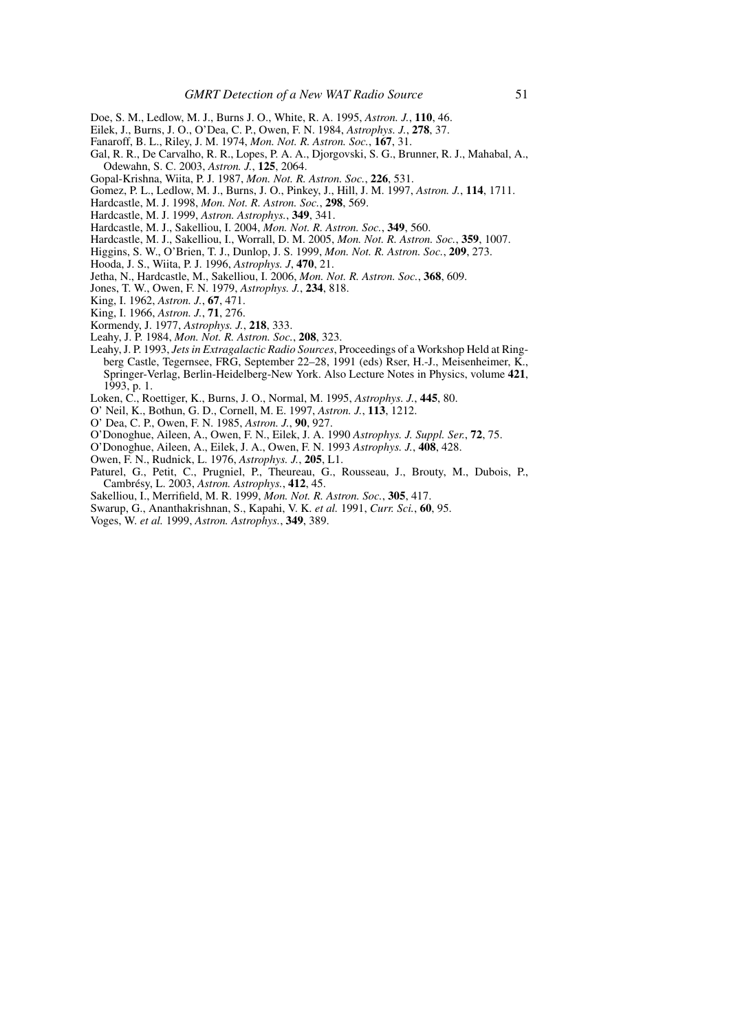Doe, S. M., Ledlow, M. J., Burns J. O., White, R. A. 1995, *Astron. J.*, **110**, 46.

Eilek, J., Burns, J. O., O'Dea, C. P., Owen, F. N. 1984, *Astrophys. J.*, **278**, 37.

Fanaroff, B. L., Riley, J. M. 1974, *Mon. Not. R. Astron. Soc.*, **167**, 31.

Gal, R. R., De Carvalho, R. R., Lopes, P. A. A., Djorgovski, S. G., Brunner, R. J., Mahabal, A., Odewahn, S. C. 2003, *Astron. J.*, **125**, 2064.

Gopal-Krishna, Wiita, P. J. 1987, *Mon. Not. R. Astron. Soc.*, **226**, 531.

Gomez, P. L., Ledlow, M. J., Burns, J. O., Pinkey, J., Hill, J. M. 1997, *Astron. J.*, **114**, 1711.

Hardcastle, M. J. 1998, *Mon. Not. R. Astron. Soc.*, **298**, 569.

Hardcastle, M. J. 1999, *Astron. Astrophys.*, **349**, 341.

Hardcastle, M. J., Sakelliou, I. 2004, *Mon. Not. R. Astron. Soc.*, **349**, 560.

Hardcastle, M. J., Sakelliou, I., Worrall, D. M. 2005, *Mon. Not. R. Astron. Soc.*, **359**, 1007.

Higgins, S. W., O'Brien, T. J., Dunlop, J. S. 1999, *Mon. Not. R. Astron. Soc.*, **209**, 273.

Hooda, J. S., Wiita, P. J. 1996, *Astrophys. J*, **470**, 21.

Jetha, N., Hardcastle, M., Sakelliou, I. 2006, *Mon. Not. R. Astron. Soc.*, **368**, 609.

Jones, T. W., Owen, F. N. 1979, *Astrophys. J.*, **234**, 818.

King, I. 1962, *Astron. J.*, **67**, 471.

King, I. 1966, *Astron. J.*, **71**, 276.

Kormendy, J. 1977, *Astrophys. J.*, **218**, 333.

Leahy, J. P. 1984, *Mon. Not. R. Astron. Soc.*, **208**, 323.

Leahy, J. P. 1993, *Jets in Extragalactic Radio Sources*, Proceedings of a Workshop Held at Ringberg Castle, Tegernsee, FRG, September 22–28, 1991 (eds) Rser, H.-J., Meisenheimer, K., Springer-Verlag, Berlin-Heidelberg-New York. Also Lecture Notes in Physics, volume **421**, 1993, p. 1.

Loken, C., Roettiger, K., Burns, J. O., Normal, M. 1995, *Astrophys. J.*, **445**, 80.

O' Neil, K., Bothun, G. D., Cornell, M. E. 1997, *Astron. J.*, **113**, 1212.

O' Dea, C. P., Owen, F. N. 1985, *Astron. J.*, **90**, 927.

O'Donoghue, Aileen, A., Owen, F. N., Eilek, J. A. 1990 *Astrophys. J. Suppl. Ser.*, **72**, 75.

O'Donoghue, Aileen, A., Eilek, J. A., Owen, F. N. 1993 *Astrophys. J.*, **408**, 428.

Owen, F. N., Rudnick, L. 1976, *Astrophys. J.*, **205**, L1.

Paturel, G., Petit, C., Prugniel, P., Theureau, G., Rousseau, J., Brouty, M., Dubois, P., Cambrésy, L. 2003, *Astron. Astrophys.*, **412**, 45.

Sakelliou, I., Merrifield, M. R. 1999, *Mon. Not. R. Astron. Soc.*, **305**, 417.

Swarup, G., Ananthakrishnan, S., Kapahi, V. K. *et al.* 1991, *Curr. Sci.*, **60**, 95.

Voges, W. *et al.* 1999, *Astron. Astrophys.*, **349**, 389.